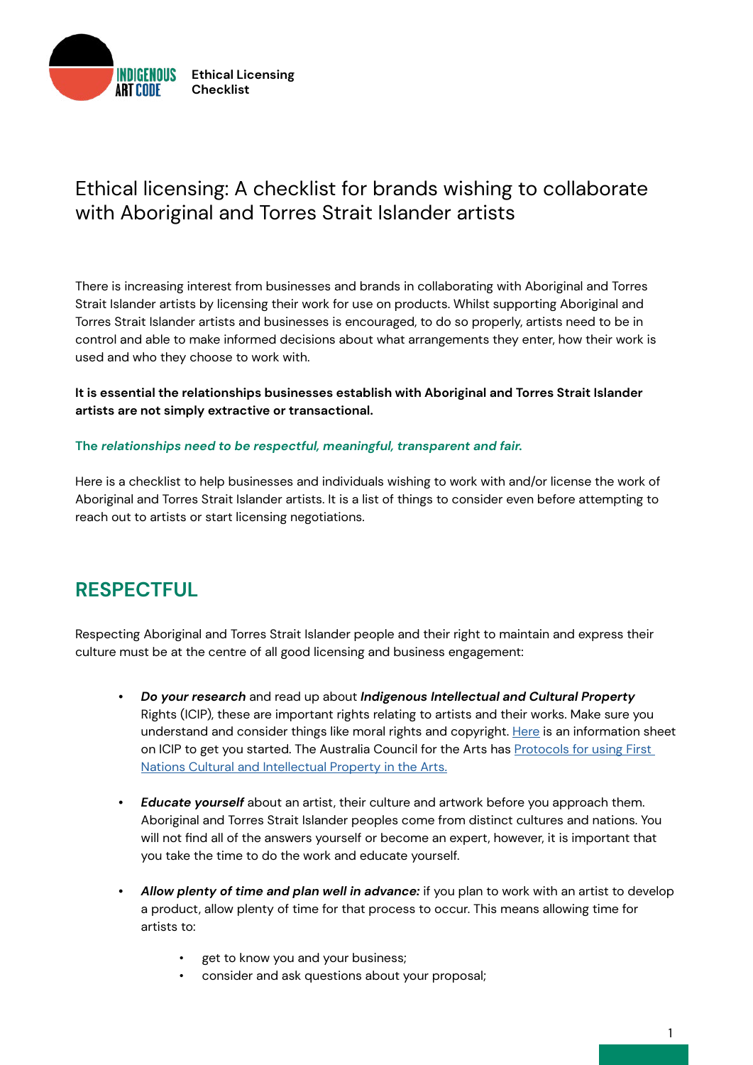# Ethical licensing: A checklist for brands wishing to collaborate with Aboriginal and Torres Strait Islander artists

There is increasing interest from businesses and brands in collaborating with Aboriginal and Torres Strait Islander artists by licensing their work for use on products. Whilst supporting Aboriginal and Torres Strait Islander artists and businesses is encouraged, to do so properly, artists need to be in control and able to make informed decisions about what arrangements they enter, how their work is used and who they choose to work with.

**It is essential the relationships businesses establish with Aboriginal and Torres Strait Islander artists are not simply extractive or transactional.**

**The *relationships need to be respectful, meaningful, transparent and fair.***

Here is a checklist to help businesses and individuals wishing to work with and/or license the work of Aboriginal and Torres Strait Islander artists. It is a list of things to consider even before attempting to reach out to artists or start licensing negotiations.

## RESPECTFUL

Respecting Aboriginal and Torres Strait Islander people and their right to maintain and express their culture must be at the centre of all good licensing and business engagement:

- ***Do your research*** and read up about ***Indigenous Intellectual and Cultural Property*** Rights (ICIP), these are important rights relating to artists and their works. Make sure you understand and consider things like moral rights and copyright. Here is an information sheet on ICIP to get you started. The Australia Council for the Arts has Protocols for using First Nations Cultural and Intellectual Property in the Arts.

- ***Educate yourself*** about an artist, their culture and artwork before you approach them. Aboriginal and Torres Strait Islander peoples come from distinct cultures and nations. You will not find all of the answers yourself or become an expert, however, it is important that you take the time to do the work and educate yourself.

- ***Allow plenty of time and plan well in advance:*** if you plan to work with an artist to develop a product, allow plenty of time for that process to occur. This means allowing time for artists to:
  - get to know you and your business;
  - consider and ask questions about your proposal;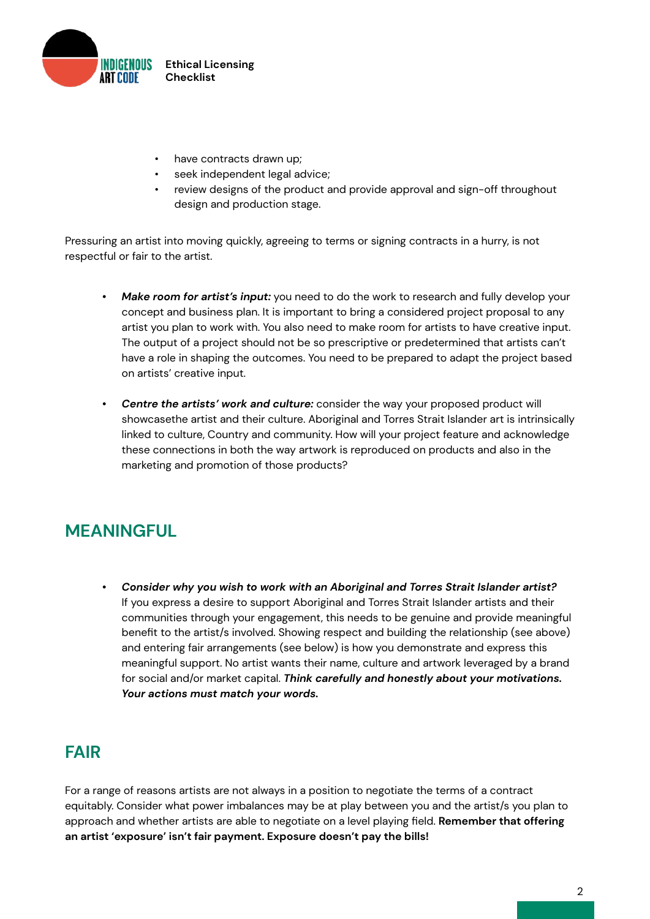- have contracts drawn up;
- seek independent legal advice;
- review designs of the product and provide approval and sign-off throughout design and production stage.

Pressuring an artist into moving quickly, agreeing to terms or signing contracts in a hurry, is not respectful or fair to the artist.

- ***Make room for artist's input:*** you need to do the work to research and fully develop your concept and business plan. It is important to bring a considered project proposal to any artist you plan to work with. You also need to make room for artists to have creative input. The output of a project should not be so prescriptive or predetermined that artists can't have a role in shaping the outcomes. You need to be prepared to adapt the project based on artists' creative input.

- ***Centre the artists' work and culture:*** consider the way your proposed product will showcasethe artist and their culture. Aboriginal and Torres Strait Islander art is intrinsically linked to culture, Country and community. How will your project feature and acknowledge these connections in both the way artwork is reproduced on products and also in the marketing and promotion of those products?

## MEANINGFUL

- ***Consider why you wish to work with an Aboriginal and Torres Strait Islander artist?*** If you express a desire to support Aboriginal and Torres Strait Islander artists and their communities through your engagement, this needs to be genuine and provide meaningful benefit to the artist/s involved. Showing respect and building the relationship (see above) and entering fair arrangements (see below) is how you demonstrate and express this meaningful support. No artist wants their name, culture and artwork leveraged by a brand for social and/or market capital. ***Think carefully and honestly about your motivations. Your actions must match your words.***

## FAIR

For a range of reasons artists are not always in a position to negotiate the terms of a contract equitably. Consider what power imbalances may be at play between you and the artist/s you plan to approach and whether artists are able to negotiate on a level playing field. **Remember that offering an artist 'exposure' isn't fair payment. Exposure doesn't pay the bills!**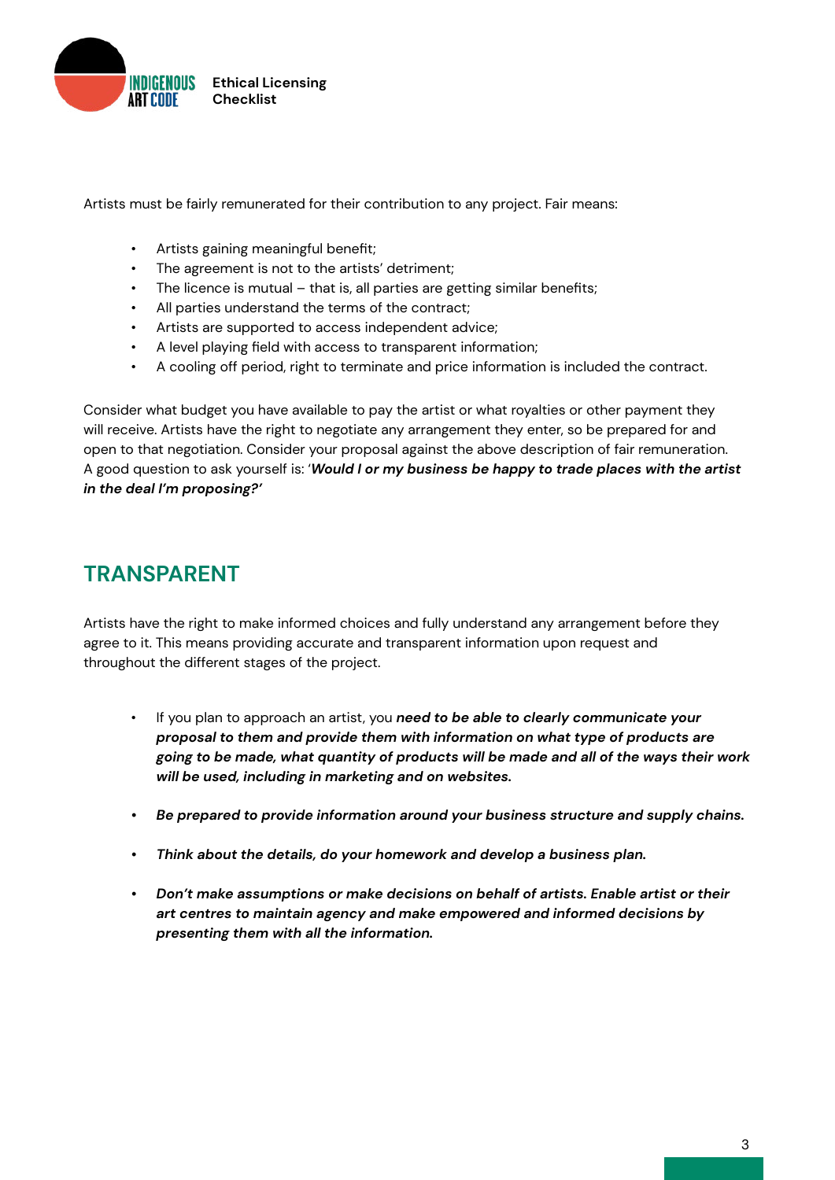Artists must be fairly remunerated for their contribution to any project. Fair means:

- Artists gaining meaningful benefit;
- The agreement is not to the artists' detriment;
- The licence is mutual – that is, all parties are getting similar benefits;
- All parties understand the terms of the contract;
- Artists are supported to access independent advice;
- A level playing field with access to transparent information;
- A cooling off period, right to terminate and price information is included the contract.

Consider what budget you have available to pay the artist or what royalties or other payment they will receive. Artists have the right to negotiate any arrangement they enter, so be prepared for and open to that negotiation. Consider your proposal against the above description of fair remuneration. A good question to ask yourself is: '***Would I or my business be happy to trade places with the artist in the deal I'm proposing?'***

## TRANSPARENT

Artists have the right to make informed choices and fully understand any arrangement before they agree to it. This means providing accurate and transparent information upon request and throughout the different stages of the project.

- If you plan to approach an artist, you ***need to be able to clearly communicate your proposal to them and provide them with information on what type of products are going to be made, what quantity of products will be made and all of the ways their work will be used, including in marketing and on websites.***

- ***Be prepared to provide information around your business structure and supply chains.***

- ***Think about the details, do your homework and develop a business plan.***

- ***Don't make assumptions or make decisions on behalf of artists. Enable artist or their art centres to maintain agency and make empowered and informed decisions by presenting them with all the information.***